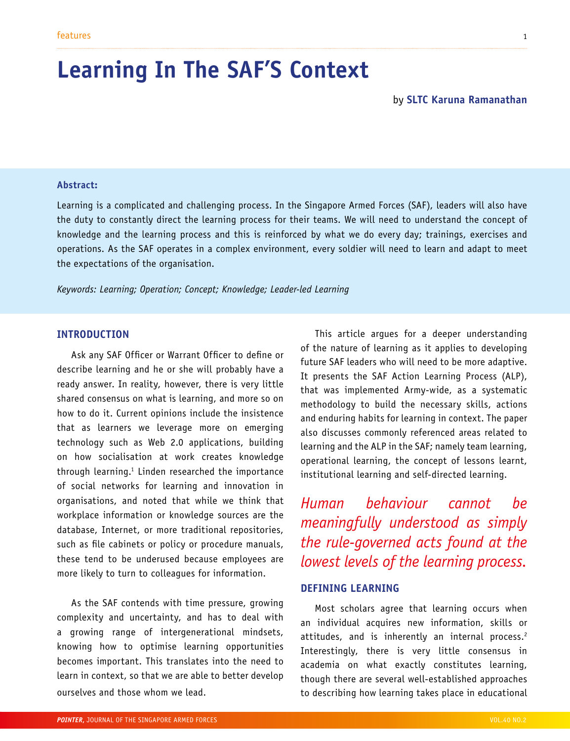# Learning In The SAF'S Context

by **SLTC Karuna Ramanathan**

**Abstract:**

Learning is a complicated and challenging process. In the Singapore Armed Forces (SAF), leaders will also have the duty to constantly direct the learning process for their teams. We will need to understand the concept of knowledge and the learning process and this is reinforced by what we do every day; trainings, exercises and operations. As the SAF operates in a complex environment, every soldier will need to learn and adapt to meet the expectations of the organisation.

*Keywords: Learning; Operation; Concept; Knowledge; Leader-led Learning*

## INTRODUCTION

Ask any SAF Officer or Warrant Officer to define or describe learning and he or she will probably have a ready answer. In reality, however, there is very little shared consensus on what is learning, and more so on how to do it. Current opinions include the insistence that as learners we leverage more on emerging technology such as Web 2.0 applications, building on how socialisation at work creates knowledge through learning.[1] Linden researched the importance of social networks for learning and innovation in organisations, and noted that while we think that workplace information or knowledge sources are the database, Internet, or more traditional repositories, such as file cabinets or policy or procedure manuals, these tend to be underused because employees are more likely to turn to colleagues for information.

As the SAF contends with time pressure, growing complexity and uncertainty, and has to deal with a growing range of intergenerational mindsets, knowing how to optimise learning opportunities becomes important. This translates into the need to learn in context, so that we are able to better develop ourselves and those whom we lead.

This article argues for a deeper understanding of the nature of learning as it applies to developing future SAF leaders who will need to be more adaptive. It presents the SAF Action Learning Process (ALP), that was implemented Army-wide, as a systematic methodology to build the necessary skills, actions and enduring habits for learning in context. The paper also discusses commonly referenced areas related to learning and the ALP in the SAF; namely team learning, operational learning, the concept of lessons learnt, institutional learning and self-directed learning.

*Human behaviour cannot be meaningfully understood as simply the rule-governed acts found at the lowest levels of the learning process.*

## DEFINING LEARNING

Most scholars agree that learning occurs when an individual acquires new information, skills or attitudes, and is inherently an internal process.[2] Interestingly, there is very little consensus in academia on what exactly constitutes learning, though there are several well-established approaches to describing how learning takes place in educational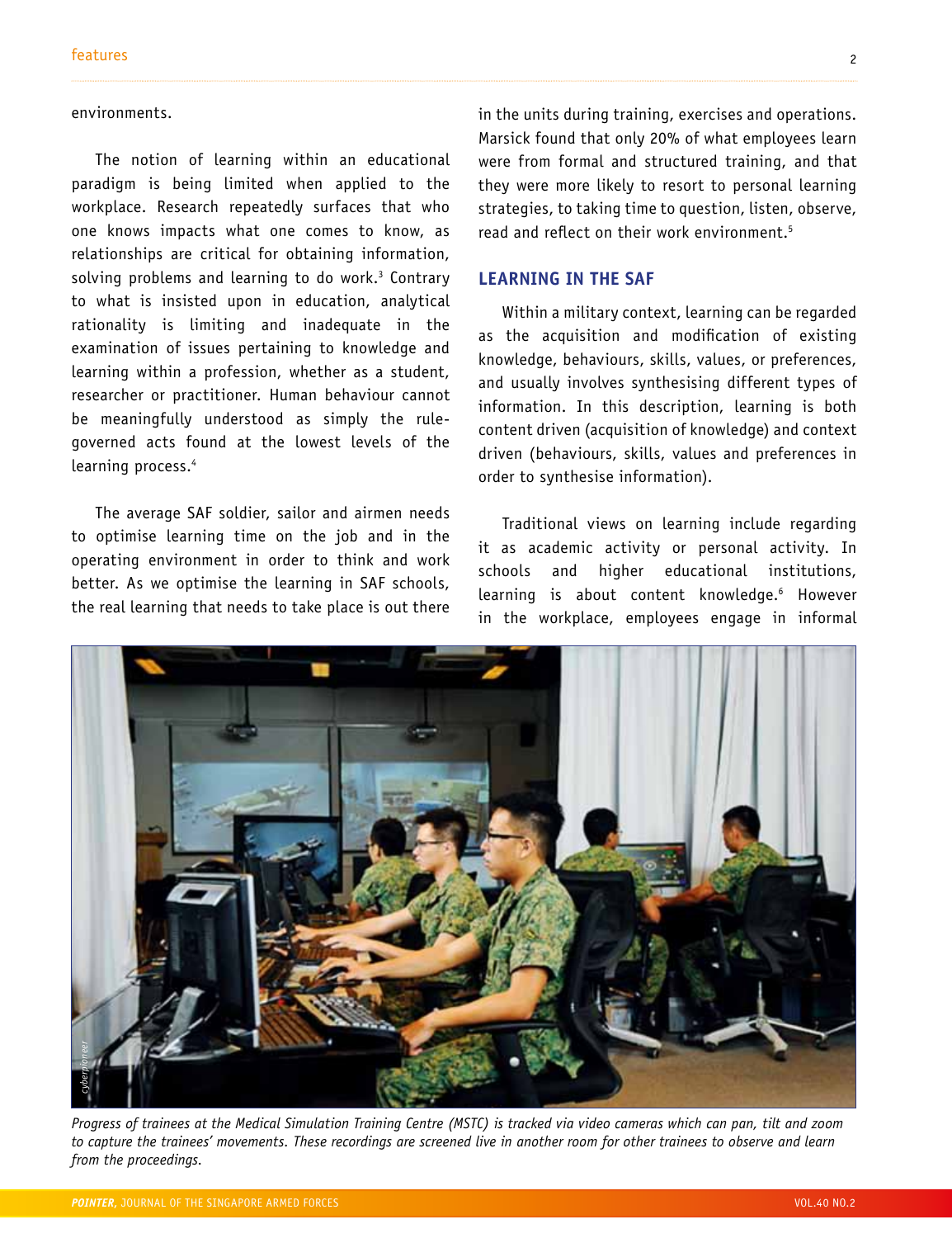environments.

The notion of learning within an educational paradigm is being limited when applied to the workplace. Research repeatedly surfaces that who one knows impacts what one comes to know, as relationships are critical for obtaining information, solving problems and learning to do work.[3] Contrary to what is insisted upon in education, analytical rationality is limiting and inadequate in the examination of issues pertaining to knowledge and learning within a profession, whether as a student, researcher or practitioner. Human behaviour cannot be meaningfully understood as simply the rule-governed acts found at the lowest levels of the learning process.[4]

The average SAF soldier, sailor and airmen needs to optimise learning time on the job and in the operating environment in order to think and work better. As we optimise the learning in SAF schools, the real learning that needs to take place is out there in the units during training, exercises and operations. Marsick found that only 20% of what employees learn were from formal and structured training, and that they were more likely to resort to personal learning strategies, to taking time to question, listen, observe, read and reflect on their work environment.[5]

## LEARNING IN THE SAF

Within a military context, learning can be regarded as the acquisition and modification of existing knowledge, behaviours, skills, values, or preferences, and usually involves synthesising different types of information. In this description, learning is both content driven (acquisition of knowledge) and context driven (behaviours, skills, values and preferences in order to synthesise information).

Traditional views on learning include regarding it as academic activity or personal activity. In schools and higher educational institutions, learning is about content knowledge.[6] However in the workplace, employees engage in informal

*Progress of trainees at the Medical Simulation Training Centre (MSTC) is tracked via video cameras which can pan, tilt and zoom to capture the trainees' movements. These recordings are screened live in another room for other trainees to observe and learn from the proceedings.*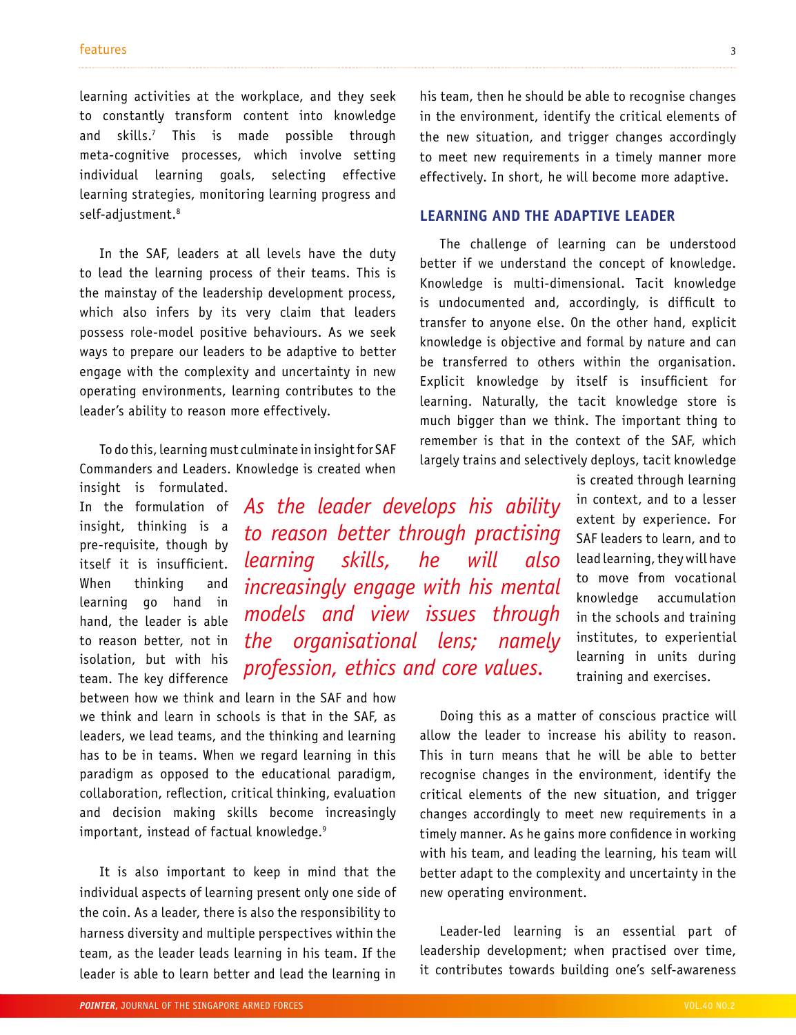learning activities at the workplace, and they seek to constantly transform content into knowledge and skills.[7] This is made possible through meta-cognitive processes, which involve setting individual learning goals, selecting effective learning strategies, monitoring learning progress and self-adjustment.[8]

In the SAF, leaders at all levels have the duty to lead the learning process of their teams. This is the mainstay of the leadership development process, which also infers by its very claim that leaders possess role-model positive behaviours. As we seek ways to prepare our leaders to be adaptive to better engage with the complexity and uncertainty in new operating environments, learning contributes to the leader's ability to reason more effectively.

To do this, learning must culminate in insight for SAF Commanders and Leaders. Knowledge is created when insight is formulated. In the formulation of insight, thinking is a pre-requisite, though by itself it is insufficient. When thinking and learning go hand in hand, the leader is able to reason better, not in isolation, but with his team. The key difference between how we think and learn in the SAF and how we think and learn in schools is that in the SAF, as leaders, we lead teams, and the thinking and learning has to be in teams. When we regard learning in this paradigm as opposed to the educational paradigm, collaboration, reflection, critical thinking, evaluation and decision making skills become increasingly important, instead of factual knowledge.[9]

*As the leader develops his ability to reason better through practising learning skills, he will also increasingly engage with his mental models and view issues through the organisational lens; namely profession, ethics and core values.*

It is also important to keep in mind that the individual aspects of learning present only one side of the coin. As a leader, there is also the responsibility to harness diversity and multiple perspectives within the team, as the leader leads learning in his team. If the leader is able to learn better and lead the learning in his team, then he should be able to recognise changes in the environment, identify the critical elements of the new situation, and trigger changes accordingly to meet new requirements in a timely manner more effectively. In short, he will become more adaptive.

## LEARNING AND THE ADAPTIVE LEADER

The challenge of learning can be understood better if we understand the concept of knowledge. Knowledge is multi-dimensional. Tacit knowledge is undocumented and, accordingly, is difficult to transfer to anyone else. On the other hand, explicit knowledge is objective and formal by nature and can be transferred to others within the organisation. Explicit knowledge by itself is insufficient for learning. Naturally, the tacit knowledge store is much bigger than we think. The important thing to remember is that in the context of the SAF, which largely trains and selectively deploys, tacit knowledge is created through learning in context, and to a lesser extent by experience. For SAF leaders to learn, and to lead learning, they will have to move from vocational knowledge accumulation in the schools and training institutes, to experiential learning in units during training and exercises.

Doing this as a matter of conscious practice will allow the leader to increase his ability to reason. This in turn means that he will be able to better recognise changes in the environment, identify the critical elements of the new situation, and trigger changes accordingly to meet new requirements in a timely manner. As he gains more confidence in working with his team, and leading the learning, his team will better adapt to the complexity and uncertainty in the new operating environment.

Leader-led learning is an essential part of leadership development; when practised over time, it contributes towards building one's self-awareness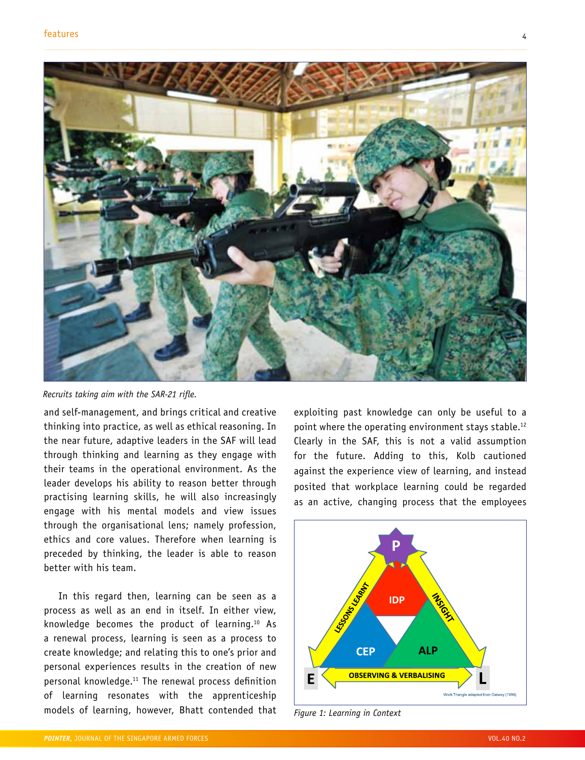Recruits taking aim with the SAR-21 rifle.

and self-management, and brings critical and creative thinking into practice, as well as ethical reasoning. In the near future, adaptive leaders in the SAF will lead through thinking and learning as they engage with their teams in the operational environment. As the leader develops his ability to reason better through practising learning skills, he will also increasingly engage with his mental models and view issues through the organisational lens; namely profession, ethics and core values. Therefore when learning is preceded by thinking, the leader is able to reason better with his team.

In this regard then, learning can be seen as a process as well as an end in itself. In either view, knowledge becomes the product of learning.[10] As a renewal process, learning is seen as a process to create knowledge; and relating this to one's prior and personal experiences results in the creation of new personal knowledge.[11] The renewal process definition of learning resonates with the apprenticeship models of learning, however, Bhatt contended that exploiting past knowledge can only be useful to a point where the operating environment stays stable.[12] Clearly in the SAF, this is not a valid assumption for the future. Adding to this, Kolb cautioned against the experience view of learning, and instead posited that workplace learning could be regarded as an active, changing process that the employees

Figure 1: Learning in Context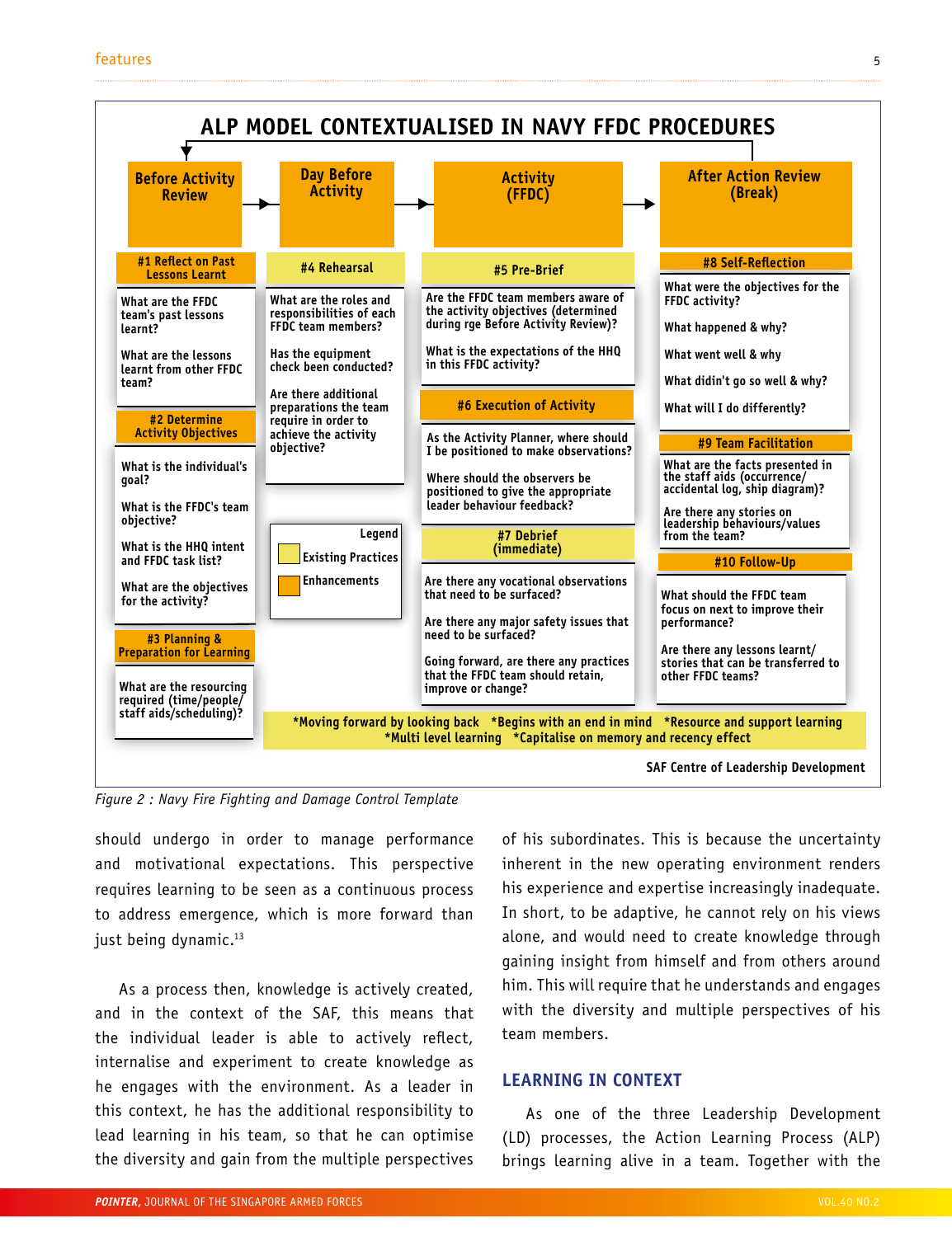## ALP MODEL CONTEXTUALISED IN NAVY FFDC PROCEDURES

**Before Activity Review**

**#1 Reflect on Past Lessons Learnt**

- What are the FFDC team's past lessons learnt?
- What are the lessons learnt from other FFDC team?

**#2 Determine Activity Objectives**

- What is the individual's goal?
- What is the FFDC's team objective?
- What is the HHQ intent and FFDC task list?
- What are the objectives for the activity?

**#3 Planning & Preparation for Learning**

- What are the resourcing required (time/people/staff aids/scheduling)?

**Day Before Activity**

**#4 Rehearsal**

- What are the roles and responsibilities of each FFDC team members?
- Has the equipment check been conducted?
- Are there additional preparations the team require in order to achieve the activity objective?

**Activity (FFDC)**

**#5 Pre-Brief**

- Are the FFDC team members aware of the activity objectives (determined during rge Before Activity Review)?
- What is the expectations of the HHQ in this FFDC activity?

**#6 Execution of Activity**

- As the Activity Planner, where should I be positioned to make observations?
- Where should the observers be positioned to give the appropriate leader behaviour feedback?

**#7 Debrief (immediate)**

- Are there any vocational observations that need to be surfaced?
- Are there any major safety issues that need to be surfaced?
- Going forward, are there any practices that the FFDC team should retain, improve or change?

**After Action Review (Break)**

**#8 Self-Reflection**

- What were the objectives for the FFDC activity?
- What happened & why?
- What went well & why
- What didn't go so well & why?
- What will I do differently?

**#9 Team Facilitation**

- What are the facts presented in the staff aids (occurrence/accidental log, ship diagram)?
- Are there any stories on leadership behaviours/values from the team?

**#10 Follow-Up**

- What should the FFDC team focus on next to improve their performance?
- Are there any lessons learnt/stories that can be transferred to other FFDC teams?

Legend: Existing Practices; Enhancements

*Moving forward by looking back *Begins with an end in mind *Resource and support learning *Multi level learning *Capitalise on memory and recency effect

SAF Centre of Leadership Development

*Figure 2 : Navy Fire Fighting and Damage Control Template*

should undergo in order to manage performance and motivational expectations. This perspective requires learning to be seen as a continuous process to address emergence, which is more forward than just being dynamic.[13]

As a process then, knowledge is actively created, and in the context of the SAF, this means that the individual leader is able to actively reflect, internalise and experiment to create knowledge as he engages with the environment. As a leader in this context, he has the additional responsibility to lead learning in his team, so that he can optimise the diversity and gain from the multiple perspectives of his subordinates. This is because the uncertainty inherent in the new operating environment renders his experience and expertise increasingly inadequate. In short, to be adaptive, he cannot rely on his views alone, and would need to create knowledge through gaining insight from himself and from others around him. This will require that he understands and engages with the diversity and multiple perspectives of his team members.

## LEARNING IN CONTEXT

As one of the three Leadership Development (LD) processes, the Action Learning Process (ALP) brings learning alive in a team. Together with the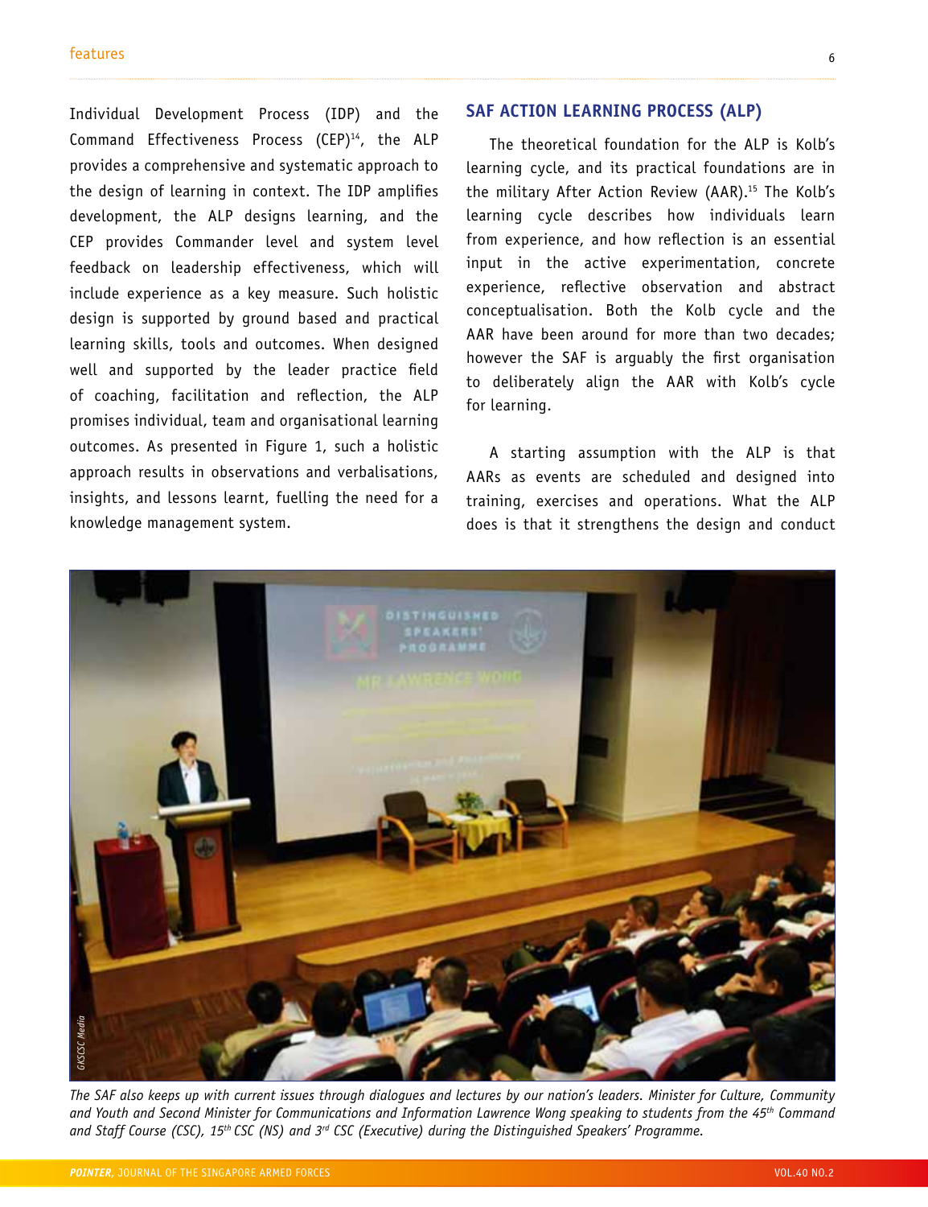Individual Development Process (IDP) and the Command Effectiveness Process (CEP)[14], the ALP provides a comprehensive and systematic approach to the design of learning in context. The IDP amplifies development, the ALP designs learning, and the CEP provides Commander level and system level feedback on leadership effectiveness, which will include experience as a key measure. Such holistic design is supported by ground based and practical learning skills, tools and outcomes. When designed well and supported by the leader practice field of coaching, facilitation and reflection, the ALP promises individual, team and organisational learning outcomes. As presented in Figure 1, such a holistic approach results in observations and verbalisations, insights, and lessons learnt, fuelling the need for a knowledge management system.

## SAF ACTION LEARNING PROCESS (ALP)

The theoretical foundation for the ALP is Kolb's learning cycle, and its practical foundations are in the military After Action Review (AAR).[15] The Kolb's learning cycle describes how individuals learn from experience, and how reflection is an essential input in the active experimentation, concrete experience, reflective observation and abstract conceptualisation. Both the Kolb cycle and the AAR have been around for more than two decades; however the SAF is arguably the first organisation to deliberately align the AAR with Kolb's cycle for learning.

A starting assumption with the ALP is that AARs as events are scheduled and designed into training, exercises and operations. What the ALP does is that it strengthens the design and conduct

*The SAF also keeps up with current issues through dialogues and lectures by our nation's leaders. Minister for Culture, Community and Youth and Second Minister for Communications and Information Lawrence Wong speaking to students from the 45th Command and Staff Course (CSC), 15th CSC (NS) and 3rd CSC (Executive) during the Distinguished Speakers' Programme.*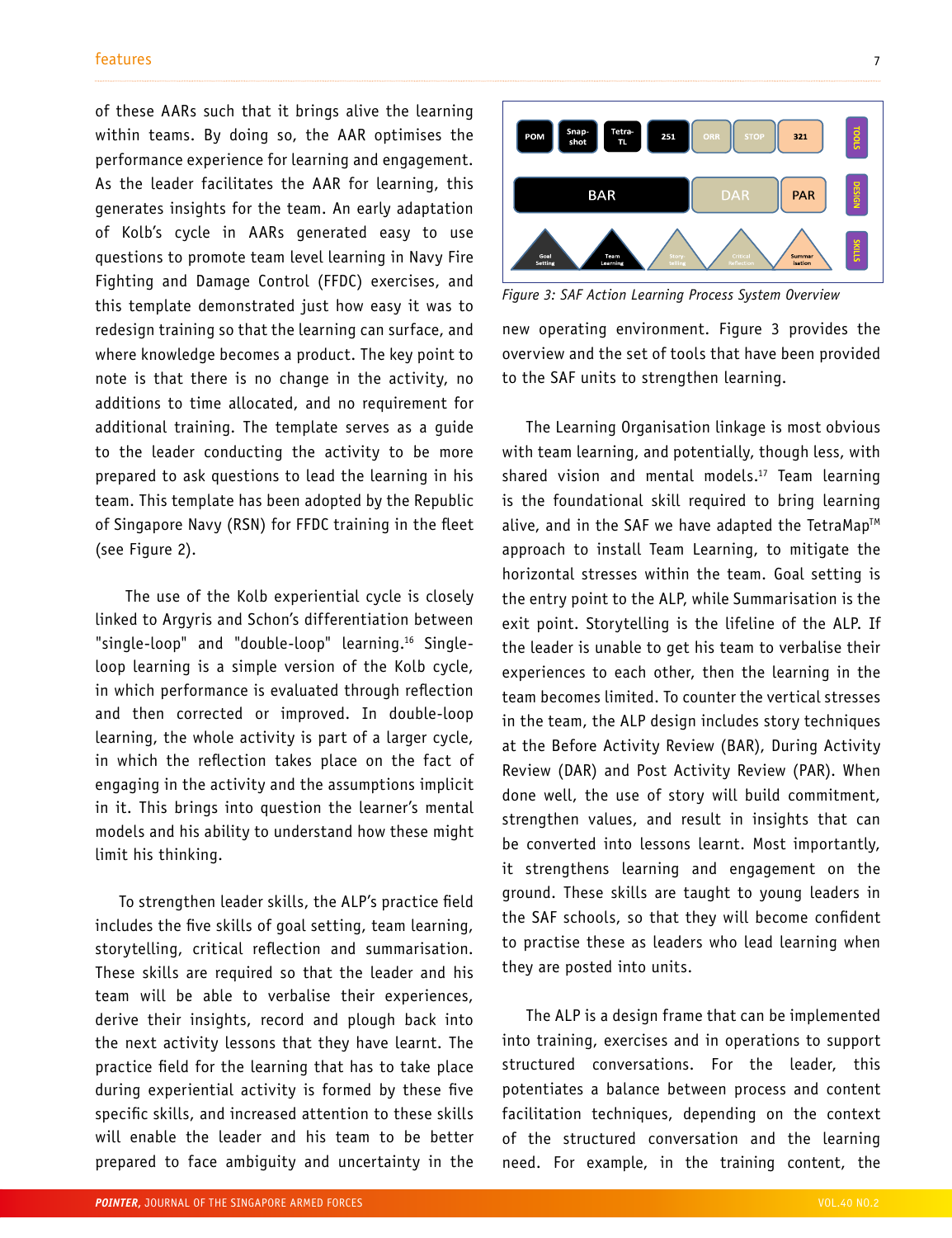of these AARs such that it brings alive the learning within teams. By doing so, the AAR optimises the performance experience for learning and engagement. As the leader facilitates the AAR for learning, this generates insights for the team. An early adaptation of Kolb's cycle in AARs generated easy to use questions to promote team level learning in Navy Fire Fighting and Damage Control (FFDC) exercises, and this template demonstrated just how easy it was to redesign training so that the learning can surface, and where knowledge becomes a product. The key point to note is that there is no change in the activity, no additions to time allocated, and no requirement for additional training. The template serves as a guide to the leader conducting the activity to be more prepared to ask questions to lead the learning in his team. This template has been adopted by the Republic of Singapore Navy (RSN) for FFDC training in the fleet (see Figure 2).

The use of the Kolb experiential cycle is closely linked to Argyris and Schon's differentiation between "single-loop" and "double-loop" learning.[16] Single-loop learning is a simple version of the Kolb cycle, in which performance is evaluated through reflection and then corrected or improved. In double-loop learning, the whole activity is part of a larger cycle, in which the reflection takes place on the fact of engaging in the activity and the assumptions implicit in it. This brings into question the learner's mental models and his ability to understand how these might limit his thinking.

To strengthen leader skills, the ALP's practice field includes the five skills of goal setting, team learning, storytelling, critical reflection and summarisation. These skills are required so that the leader and his team will be able to verbalise their experiences, derive their insights, record and plough back into the next activity lessons that they have learnt. The practice field for the learning that has to take place during experiential activity is formed by these five specific skills, and increased attention to these skills will enable the leader and his team to be better prepared to face ambiguity and uncertainty in the new operating environment. Figure 3 provides the overview and the set of tools that have been provided to the SAF units to strengthen learning.

| TOOLS | POM | Snap-shot | Tetra-TL | 251 | ORR | STOP | 321 |
|---|---|---|---|---|---|---|---|
| DESIGN | BAR | | | | DAR | | PAR |
| SKILLS | Goal Setting | Team Learning | Story-telling | Critical Reflection | Summarisation | | |

*Figure 3: SAF Action Learning Process System Overview*

The Learning Organisation linkage is most obvious with team learning, and potentially, though less, with shared vision and mental models.[17] Team learning is the foundational skill required to bring learning alive, and in the SAF we have adapted the TetraMap™ approach to install Team Learning, to mitigate the horizontal stresses within the team. Goal setting is the entry point to the ALP, while Summarisation is the exit point. Storytelling is the lifeline of the ALP. If the leader is unable to get his team to verbalise their experiences to each other, then the learning in the team becomes limited. To counter the vertical stresses in the team, the ALP design includes story techniques at the Before Activity Review (BAR), During Activity Review (DAR) and Post Activity Review (PAR). When done well, the use of story will build commitment, strengthen values, and result in insights that can be converted into lessons learnt. Most importantly, it strengthens learning and engagement on the ground. These skills are taught to young leaders in the SAF schools, so that they will become confident to practise these as leaders who lead learning when they are posted into units.

The ALP is a design frame that can be implemented into training, exercises and in operations to support structured conversations. For the leader, this potentiates a balance between process and content facilitation techniques, depending on the context of the structured conversation and the learning need. For example, in the training content, the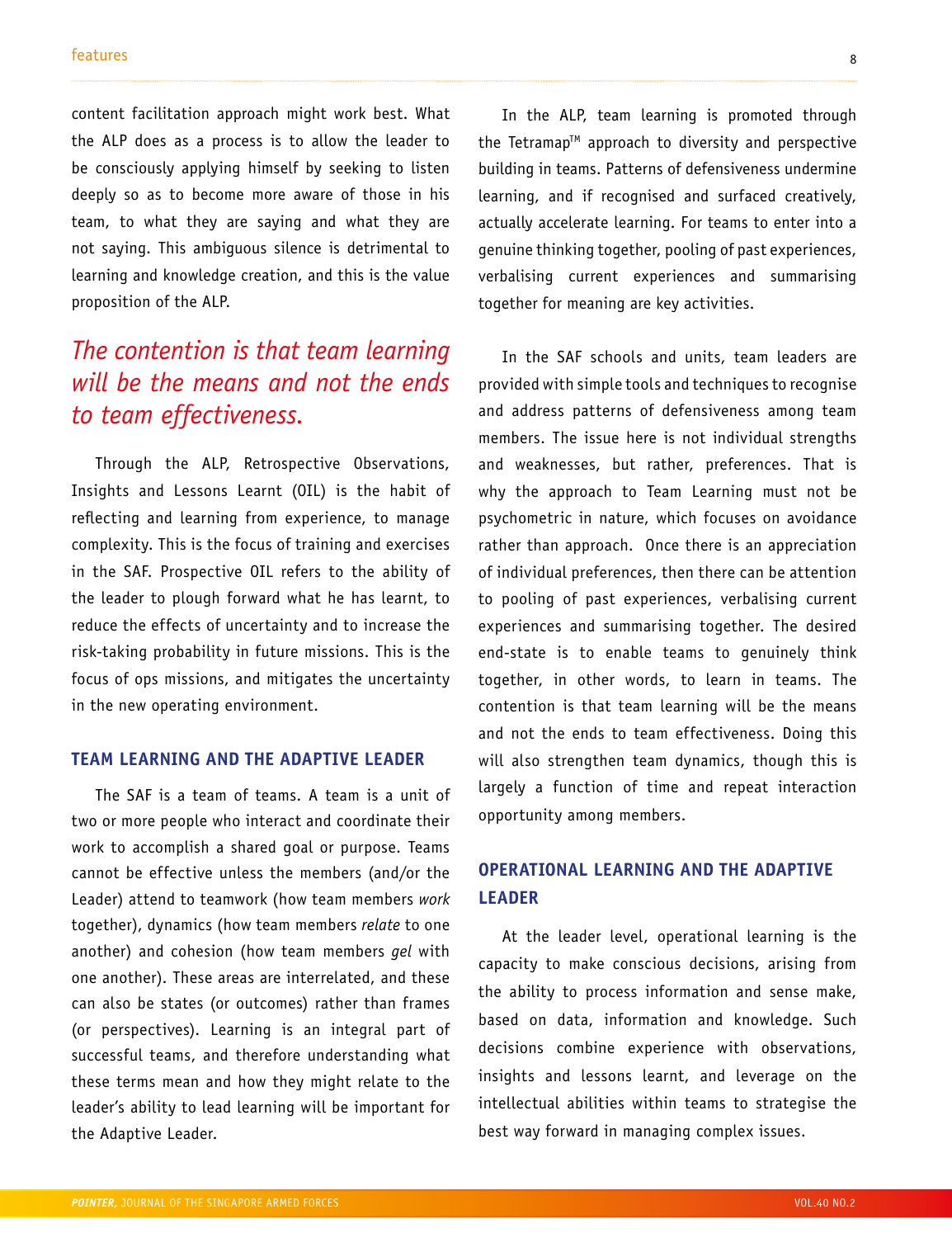content facilitation approach might work best. What the ALP does as a process is to allow the leader to be consciously applying himself by seeking to listen deeply so as to become more aware of those in his team, to what they are saying and what they are not saying. This ambiguous silence is detrimental to learning and knowledge creation, and this is the value proposition of the ALP.

*The contention is that team learning will be the means and not the ends to team effectiveness.*

Through the ALP, Retrospective Observations, Insights and Lessons Learnt (OIL) is the habit of reflecting and learning from experience, to manage complexity. This is the focus of training and exercises in the SAF. Prospective OIL refers to the ability of the leader to plough forward what he has learnt, to reduce the effects of uncertainty and to increase the risk-taking probability in future missions. This is the focus of ops missions, and mitigates the uncertainty in the new operating environment.

## TEAM LEARNING AND THE ADAPTIVE LEADER

The SAF is a team of teams. A team is a unit of two or more people who interact and coordinate their work to accomplish a shared goal or purpose. Teams cannot be effective unless the members (and/or the Leader) attend to teamwork (how team members *work* together), dynamics (how team members *relate* to one another) and cohesion (how team members *gel* with one another). These areas are interrelated, and these can also be states (or outcomes) rather than frames (or perspectives). Learning is an integral part of successful teams, and therefore understanding what these terms mean and how they might relate to the leader's ability to lead learning will be important for the Adaptive Leader.

In the ALP, team learning is promoted through the Tetramap™ approach to diversity and perspective building in teams. Patterns of defensiveness undermine learning, and if recognised and surfaced creatively, actually accelerate learning. For teams to enter into a genuine thinking together, pooling of past experiences, verbalising current experiences and summarising together for meaning are key activities.

In the SAF schools and units, team leaders are provided with simple tools and techniques to recognise and address patterns of defensiveness among team members. The issue here is not individual strengths and weaknesses, but rather, preferences. That is why the approach to Team Learning must not be psychometric in nature, which focuses on avoidance rather than approach. Once there is an appreciation of individual preferences, then there can be attention to pooling of past experiences, verbalising current experiences and summarising together. The desired end-state is to enable teams to genuinely think together, in other words, to learn in teams. The contention is that team learning will be the means and not the ends to team effectiveness. Doing this will also strengthen team dynamics, though this is largely a function of time and repeat interaction opportunity among members.

## OPERATIONAL LEARNING AND THE ADAPTIVE LEADER

At the leader level, operational learning is the capacity to make conscious decisions, arising from the ability to process information and sense make, based on data, information and knowledge. Such decisions combine experience with observations, insights and lessons learnt, and leverage on the intellectual abilities within teams to strategise the best way forward in managing complex issues.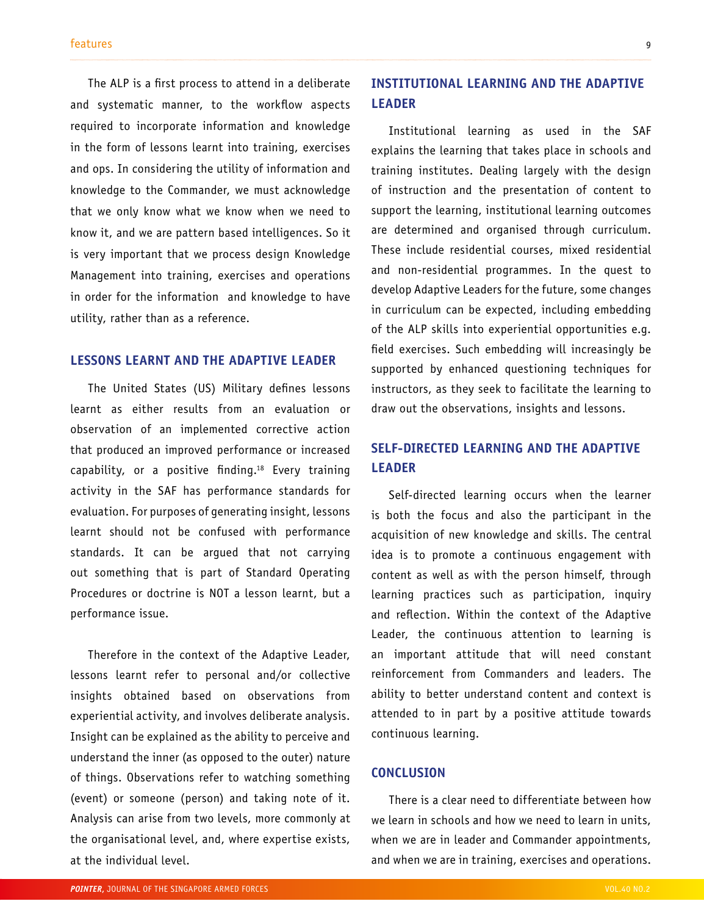The ALP is a first process to attend in a deliberate and systematic manner, to the workflow aspects required to incorporate information and knowledge in the form of lessons learnt into training, exercises and ops. In considering the utility of information and knowledge to the Commander, we must acknowledge that we only know what we know when we need to know it, and we are pattern based intelligences. So it is very important that we process design Knowledge Management into training, exercises and operations in order for the information and knowledge to have utility, rather than as a reference.

## LESSONS LEARNT AND THE ADAPTIVE LEADER

The United States (US) Military defines lessons learnt as either results from an evaluation or observation of an implemented corrective action that produced an improved performance or increased capability, or a positive finding.[18] Every training activity in the SAF has performance standards for evaluation. For purposes of generating insight, lessons learnt should not be confused with performance standards. It can be argued that not carrying out something that is part of Standard Operating Procedures or doctrine is NOT a lesson learnt, but a performance issue.

Therefore in the context of the Adaptive Leader, lessons learnt refer to personal and/or collective insights obtained based on observations from experiential activity, and involves deliberate analysis. Insight can be explained as the ability to perceive and understand the inner (as opposed to the outer) nature of things. Observations refer to watching something (event) or someone (person) and taking note of it. Analysis can arise from two levels, more commonly at the organisational level, and, where expertise exists, at the individual level.

## INSTITUTIONAL LEARNING AND THE ADAPTIVE LEADER

Institutional learning as used in the SAF explains the learning that takes place in schools and training institutes. Dealing largely with the design of instruction and the presentation of content to support the learning, institutional learning outcomes are determined and organised through curriculum. These include residential courses, mixed residential and non-residential programmes. In the quest to develop Adaptive Leaders for the future, some changes in curriculum can be expected, including embedding of the ALP skills into experiential opportunities e.g. field exercises. Such embedding will increasingly be supported by enhanced questioning techniques for instructors, as they seek to facilitate the learning to draw out the observations, insights and lessons.

## SELF-DIRECTED LEARNING AND THE ADAPTIVE LEADER

Self-directed learning occurs when the learner is both the focus and also the participant in the acquisition of new knowledge and skills. The central idea is to promote a continuous engagement with content as well as with the person himself, through learning practices such as participation, inquiry and reflection. Within the context of the Adaptive Leader, the continuous attention to learning is an important attitude that will need constant reinforcement from Commanders and leaders. The ability to better understand content and context is attended to in part by a positive attitude towards continuous learning.

## CONCLUSION

There is a clear need to differentiate between how we learn in schools and how we need to learn in units, when we are in leader and Commander appointments, and when we are in training, exercises and operations.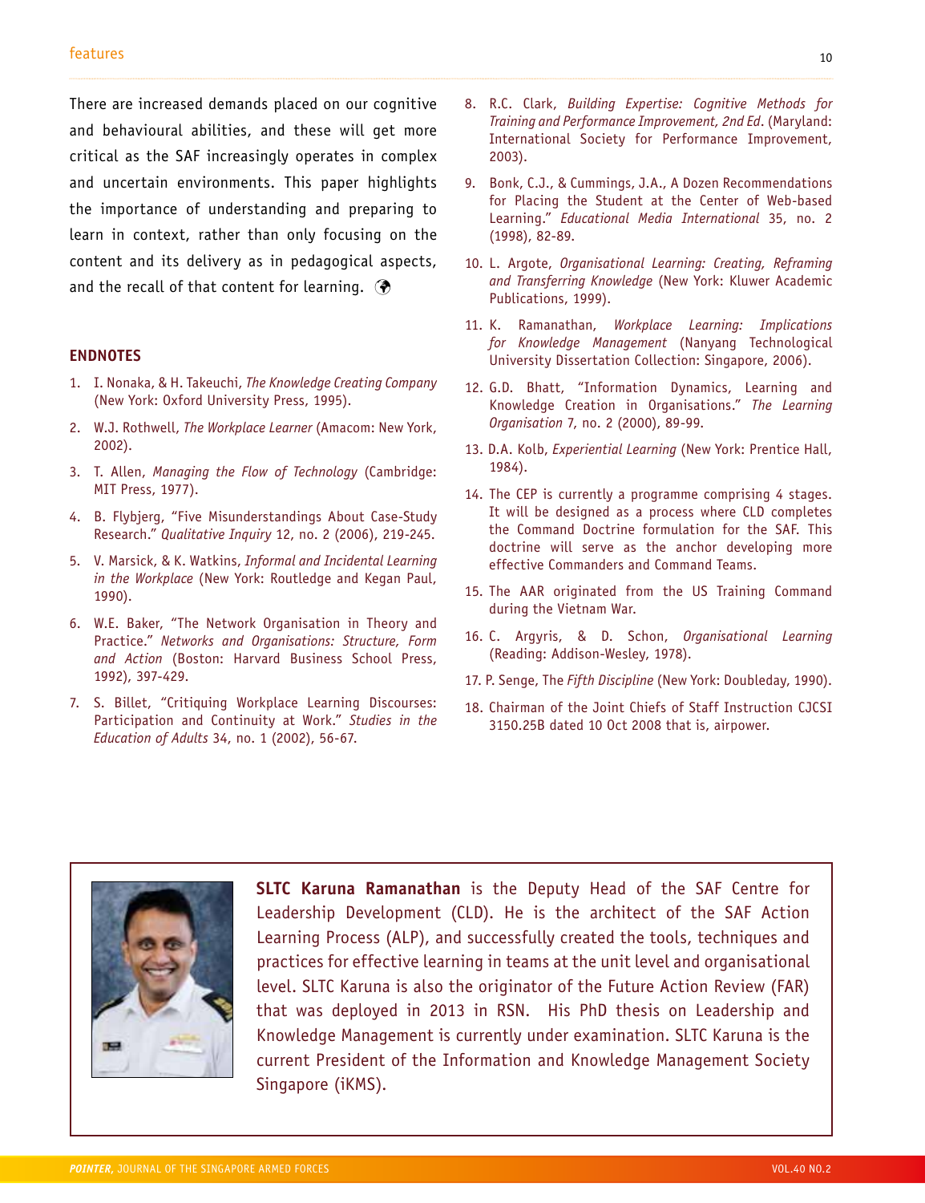There are increased demands placed on our cognitive and behavioural abilities, and these will get more critical as the SAF increasingly operates in complex and uncertain environments. This paper highlights the importance of understanding and preparing to learn in context, rather than only focusing on the content and its delivery as in pedagogical aspects, and the recall of that content for learning.

## ENDNOTES

1. I. Nonaka, & H. Takeuchi, *The Knowledge Creating Company* (New York: Oxford University Press, 1995).
2. W.J. Rothwell, *The Workplace Learner* (Amacom: New York, 2002).
3. T. Allen, *Managing the Flow of Technology* (Cambridge: MIT Press, 1977).
4. B. Flybjerg, "Five Misunderstandings About Case-Study Research." *Qualitative Inquiry* 12, no. 2 (2006), 219-245.
5. V. Marsick, & K. Watkins, *Informal and Incidental Learning in the Workplace* (New York: Routledge and Kegan Paul, 1990).
6. W.E. Baker, "The Network Organisation in Theory and Practice." *Networks and Organisations: Structure, Form and Action* (Boston: Harvard Business School Press, 1992), 397-429.
7. S. Billet, "Critiquing Workplace Learning Discourses: Participation and Continuity at Work." *Studies in the Education of Adults* 34, no. 1 (2002), 56-67.
8. R.C. Clark, *Building Expertise: Cognitive Methods for Training and Performance Improvement, 2nd Ed*. (Maryland: International Society for Performance Improvement, 2003).
9. Bonk, C.J., & Cummings, J.A., A Dozen Recommendations for Placing the Student at the Center of Web-based Learning." *Educational Media International* 35, no. 2 (1998), 82-89.
10. L. Argote, *Organisational Learning: Creating, Reframing and Transferring Knowledge* (New York: Kluwer Academic Publications, 1999).
11. K. Ramanathan, *Workplace Learning: Implications for Knowledge Management* (Nanyang Technological University Dissertation Collection: Singapore, 2006).
12. G.D. Bhatt, "Information Dynamics, Learning and Knowledge Creation in Organisations." *The Learning Organisation* 7, no. 2 (2000), 89-99.
13. D.A. Kolb, *Experiential Learning* (New York: Prentice Hall, 1984).
14. The CEP is currently a programme comprising 4 stages. It will be designed as a process where CLD completes the Command Doctrine formulation for the SAF. This doctrine will serve as the anchor developing more effective Commanders and Command Teams.
15. The AAR originated from the US Training Command during the Vietnam War.
16. C. Argyris, & D. Schon, *Organisational Learning* (Reading: Addison-Wesley, 1978).
17. P. Senge, The *Fifth Discipline* (New York: Doubleday, 1990).
18. Chairman of the Joint Chiefs of Staff Instruction CJCSI 3150.25B dated 10 Oct 2008 that is, airpower.

**SLTC Karuna Ramanathan** is the Deputy Head of the SAF Centre for Leadership Development (CLD). He is the architect of the SAF Action Learning Process (ALP), and successfully created the tools, techniques and practices for effective learning in teams at the unit level and organisational level. SLTC Karuna is also the originator of the Future Action Review (FAR) that was deployed in 2013 in RSN. His PhD thesis on Leadership and Knowledge Management is currently under examination. SLTC Karuna is the current President of the Information and Knowledge Management Society Singapore (iKMS).